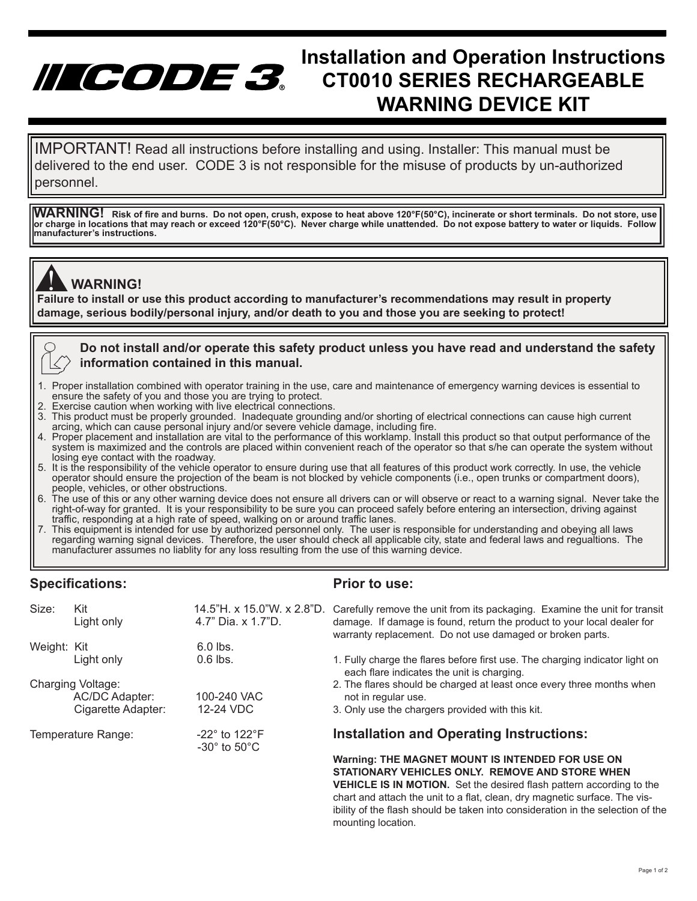# Installation and Operation Instructions CT0010 SERIES RECHARGEABLE WARNING DEVICE KIT

IMPORTANT! Read all instructions before installing and using. Installer: This manual must be delivered to the end user. CODE 3 is not responsible for the misuse of products by un-authorized personnel.

**WARNING! Risk of fire and burns. Do not open, crush, expose to heat above 120°F(50°C), incinerate or short terminals. Do not store, use or charge in locations that may reach or exceed 120°F(50°C). Never charge while unattended. Do not expose battery to water or liquids. Follow manufacturer's instructions.**

**WARNING!**
**Failure to install or use this product according to manufacturer's recommendations may result in property damage, serious bodily/personal injury, and/or death to you and those you are seeking to protect!**

**Do not install and/or operate this safety product unless you have read and understand the safety information contained in this manual.**

1. Proper installation combined with operator training in the use, care and maintenance of emergency warning devices is essential to ensure the safety of you and those you are trying to protect.
2. Exercise caution when working with live electrical connections.
3. This product must be properly grounded. Inadequate grounding and/or shorting of electrical connections can cause high current arcing, which can cause personal injury and/or severe vehicle damage, including fire.
4. Proper placement and installation are vital to the performance of this worklamp. Install this product so that output performance of the system is maximized and the controls are placed within convenient reach of the operator so that s/he can operate the system without losing eye contact with the roadway.
5. It is the responsibility of the vehicle operator to ensure during use that all features of this product work correctly. In use, the vehicle operator should ensure the projection of the beam is not blocked by vehicle components (i.e., open trunks or compartment doors), people, vehicles, or other obstructions.
6. The use of this or any other warning device does not ensure all drivers can or will observe or react to a warning signal. Never take the right-of-way for granted. It is your responsibility to be sure you can proceed safely before entering an intersection, driving against traffic, responding at a high rate of speed, walking on or around traffic lanes.
7. This equipment is intended for use by authorized personnel only. The user is responsible for understanding and obeying all laws regarding warning signal devices. Therefore, the user should check all applicable city, state and federal laws and regualtions. The manufacturer assumes no liablity for any loss resulting from the use of this warning device.

## Specifications:

| | | |
|---|---|---|
| Size: | Kit | 14.5"H. x 15.0"W. x 2.8"D. |
| | Light only | 4.7" Dia. x 1.7"D. |
| Weight: | Kit | 6.0 lbs. |
| | Light only | 0.6 lbs. |
| Charging Voltage: | AC/DC Adapter: | 100-240 VAC |
| | Cigarette Adapter: | 12-24 VDC |
| Temperature Range: | | -22° to 122°F |
| | | -30° to 50°C |

## Prior to use:

Carefully remove the unit from its packaging. Examine the unit for transit damage. If damage is found, return the product to your local dealer for warranty replacement. Do not use damaged or broken parts.

1. Fully charge the flares before first use. The charging indicator light on each flare indicates the unit is charging.
2. The flares should be charged at least once every three months when not in regular use.
3. Only use the chargers provided with this kit.

## Installation and Operating Instructions:

**Warning: THE MAGNET MOUNT IS INTENDED FOR USE ON STATIONARY VEHICLES ONLY. REMOVE AND STORE WHEN VEHICLE IS IN MOTION.** Set the desired flash pattern according to the chart and attach the unit to a flat, clean, dry magnetic surface. The visibility of the flash should be taken into consideration in the selection of the mounting location.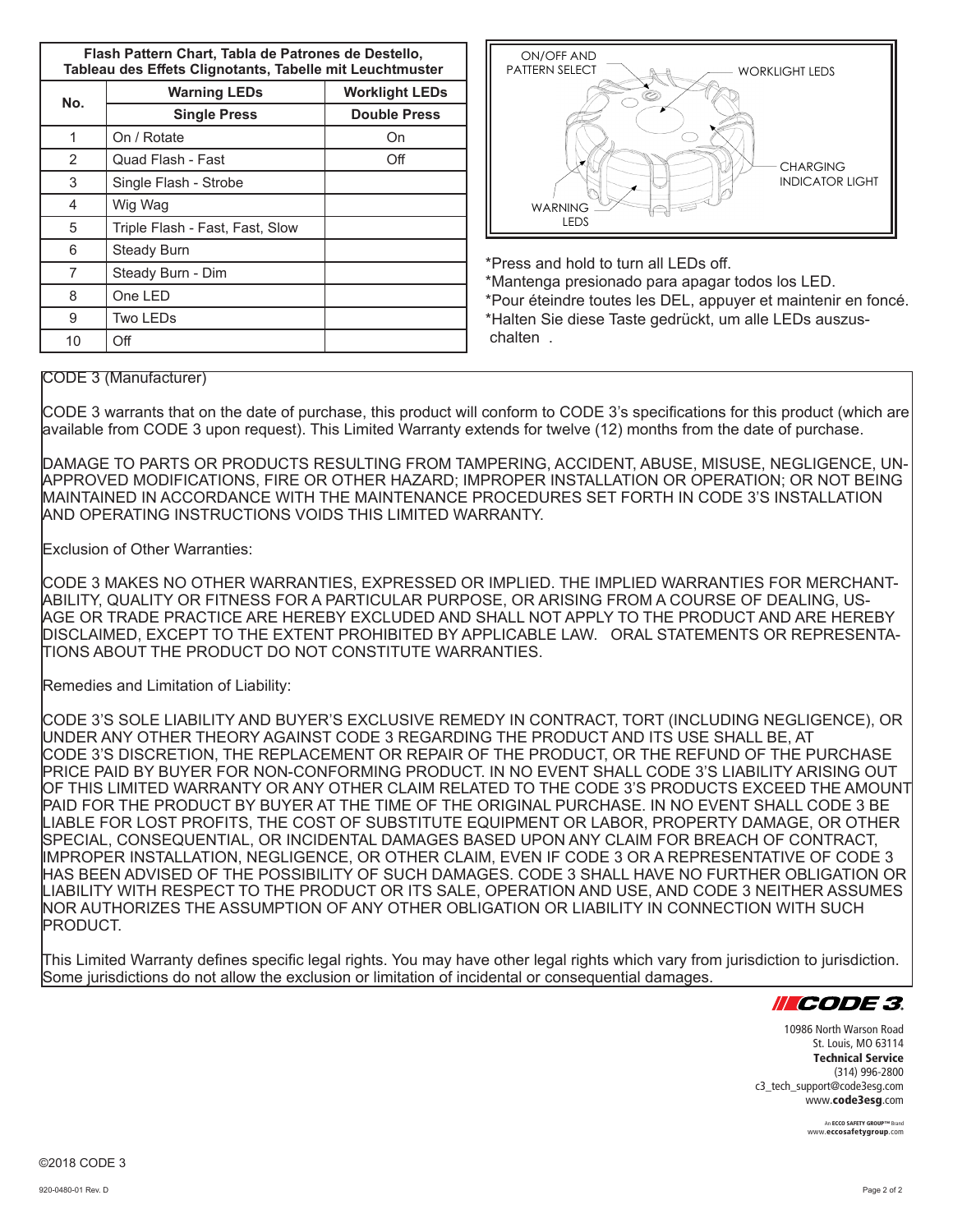| No. | Warning LEDs | Worklight LEDs |
|---|---|---|
| | **Single Press** | **Double Press** |
| 1 | On / Rotate | On |
| 2 | Quad Flash - Fast | Off |
| 3 | Single Flash - Strobe | |
| 4 | Wig Wag | |
| 5 | Triple Flash - Fast, Fast, Slow | |
| 6 | Steady Burn | |
| 7 | Steady Burn - Dim | |
| 8 | One LED | |
| 9 | Two LEDs | |
| 10 | Off | |

**Flash Pattern Chart, Tabla de Patrones de Destello, Tableau des Effets Clignotants, Tabelle mit Leuchtmuster**

ON/OFF AND PATTERN SELECT

WORKLIGHT LEDS

CHARGING INDICATOR LIGHT

WARNING LEDS

*Press and hold to turn all LEDs off.
*Mantenga presionado para apagar todos los LED.
*Pour éteindre toutes les DEL, appuyer et maintenir en foncé.
*Halten Sie diese Taste gedrückt, um alle LEDs auszuschalten .

CODE 3 (Manufacturer)

CODE 3 warrants that on the date of purchase, this product will conform to CODE 3's specifications for this product (which are available from CODE 3 upon request). This Limited Warranty extends for twelve (12) months from the date of purchase.

DAMAGE TO PARTS OR PRODUCTS RESULTING FROM TAMPERING, ACCIDENT, ABUSE, MISUSE, NEGLIGENCE, UNAPPROVED MODIFICATIONS, FIRE OR OTHER HAZARD; IMPROPER INSTALLATION OR OPERATION; OR NOT BEING MAINTAINED IN ACCORDANCE WITH THE MAINTENANCE PROCEDURES SET FORTH IN CODE 3'S INSTALLATION AND OPERATING INSTRUCTIONS VOIDS THIS LIMITED WARRANTY.

Exclusion of Other Warranties:

CODE 3 MAKES NO OTHER WARRANTIES, EXPRESSED OR IMPLIED. THE IMPLIED WARRANTIES FOR MERCHANTABILITY, QUALITY OR FITNESS FOR A PARTICULAR PURPOSE, OR ARISING FROM A COURSE OF DEALING, USAGE OR TRADE PRACTICE ARE HEREBY EXCLUDED AND SHALL NOT APPLY TO THE PRODUCT AND ARE HEREBY DISCLAIMED, EXCEPT TO THE EXTENT PROHIBITED BY APPLICABLE LAW. ORAL STATEMENTS OR REPRESENTATIONS ABOUT THE PRODUCT DO NOT CONSTITUTE WARRANTIES.

Remedies and Limitation of Liability:

CODE 3'S SOLE LIABILITY AND BUYER'S EXCLUSIVE REMEDY IN CONTRACT, TORT (INCLUDING NEGLIGENCE), OR UNDER ANY OTHER THEORY AGAINST CODE 3 REGARDING THE PRODUCT AND ITS USE SHALL BE, AT CODE 3'S DISCRETION, THE REPLACEMENT OR REPAIR OF THE PRODUCT, OR THE REFUND OF THE PURCHASE PRICE PAID BY BUYER FOR NON-CONFORMING PRODUCT. IN NO EVENT SHALL CODE 3'S LIABILITY ARISING OUT OF THIS LIMITED WARRANTY OR ANY OTHER CLAIM RELATED TO THE CODE 3'S PRODUCTS EXCEED THE AMOUNT PAID FOR THE PRODUCT BY BUYER AT THE TIME OF THE ORIGINAL PURCHASE. IN NO EVENT SHALL CODE 3 BE LIABLE FOR LOST PROFITS, THE COST OF SUBSTITUTE EQUIPMENT OR LABOR, PROPERTY DAMAGE, OR OTHER SPECIAL, CONSEQUENTIAL, OR INCIDENTAL DAMAGES BASED UPON ANY CLAIM FOR BREACH OF CONTRACT, IMPROPER INSTALLATION, NEGLIGENCE, OR OTHER CLAIM, EVEN IF CODE 3 OR A REPRESENTATIVE OF CODE 3 HAS BEEN ADVISED OF THE POSSIBILITY OF SUCH DAMAGES. CODE 3 SHALL HAVE NO FURTHER OBLIGATION OR LIABILITY WITH RESPECT TO THE PRODUCT OR ITS SALE, OPERATION AND USE, AND CODE 3 NEITHER ASSUMES NOR AUTHORIZES THE ASSUMPTION OF ANY OTHER OBLIGATION OR LIABILITY IN CONNECTION WITH SUCH PRODUCT.

This Limited Warranty defines specific legal rights. You may have other legal rights which vary from jurisdiction to jurisdiction. Some jurisdictions do not allow the exclusion or limitation of incidental or consequential damages.

CODE 3

10986 North Warson Road
St. Louis, MO 63114
**Technical Service**
(314) 996-2800
c3_tech_support@code3esg.com
www.**code3esg**.com

An **ECCO SAFETY GROUP™** Brand
www.**eccosafetygroup**.com

©2018 CODE 3

920-0480-01 Rev. D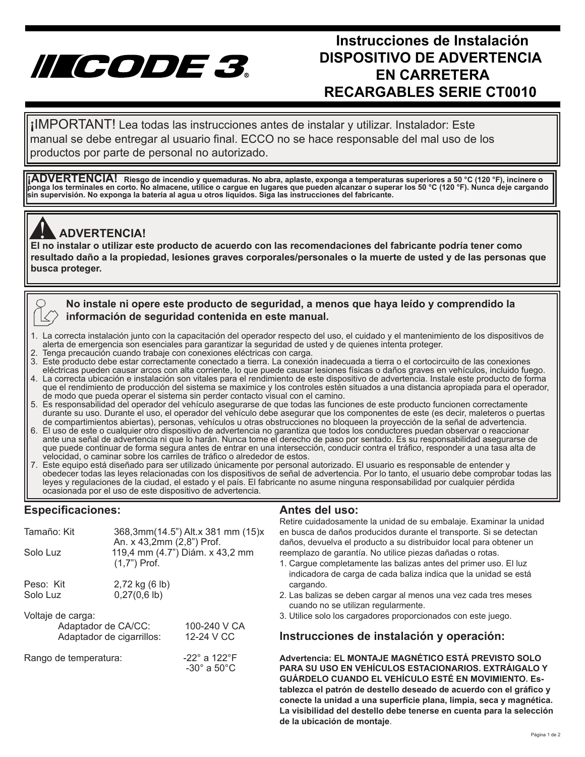# Instrucciones de Instalación DISPOSITIVO DE ADVERTENCIA EN CARRETERA RECARGABLES SERIE CT0010

¡IMPORTANT! Lea todas las instrucciones antes de instalar y utilizar. Instalador: Este manual se debe entregar al usuario final. ECCO no se hace responsable del mal uso de los productos por parte de personal no autorizado.

**¡ADVERTENCIA! Riesgo de incendio y quemaduras. No abra, aplaste, exponga a temperaturas superiores a 50 °C (120 °F), incinere o ponga los terminales en corto. No almacene, utilice o cargue en lugares que pueden alcanzar o superar los 50 °C (120 °F). Nunca deje cargando sin supervisión. No exponga la batería al agua u otros líquidos. Siga las instrucciones del fabricante.**

**ADVERTENCIA!**
**El no instalar o utilizar este producto de acuerdo con las recomendaciones del fabricante podría tener como resultado daño a la propiedad, lesiones graves corporales/personales o la muerte de usted y de las personas que busca proteger.**

**No instale ni opere este producto de seguridad, a menos que haya leído y comprendido la información de seguridad contenida en este manual.**

1. La correcta instalación junto con la capacitación del operador respecto del uso, el cuidado y el mantenimiento de los dispositivos de alerta de emergencia son esenciales para garantizar la seguridad de usted y de quienes intenta proteger.
2. Tenga precaución cuando trabaje con conexiones eléctricas con carga.
3. Este producto debe estar correctamente conectado a tierra. La conexión inadecuada a tierra o el cortocircuito de las conexiones eléctricas pueden causar arcos con alta corriente, lo que puede causar lesiones físicas o daños graves en vehículos, incluido fuego.
4. La correcta ubicación e instalación son vitales para el rendimiento de este dispositivo de advertencia. Instale este producto de forma que el rendimiento de producción del sistema se maximice y los controles estén situados a una distancia apropiada para el operador, de modo que pueda operar el sistema sin perder contacto visual con el camino.
5. Es responsabilidad del operador del vehículo asegurarse de que todas las funciones de este producto funcionen correctamente durante su uso. Durante el uso, el operador del vehículo debe asegurar que los componentes de este (es decir, maleteros o puertas de compartimientos abiertas), personas, vehículos u otras obstrucciones no bloqueen la proyección de la señal de advertencia.
6. El uso de este o cualquier otro dispositivo de advertencia no garantiza que todos los conductores puedan observar o reaccionar ante una señal de advertencia ni que lo harán. Nunca tome el derecho de paso por sentado. Es su responsabilidad asegurarse de que puede continuar de forma segura antes de entrar en una intersección, conducir contra el tráfico, responder a una tasa alta de velocidad, o caminar sobre los carriles de tráfico o alrededor de estos.
7. Este equipo está diseñado para ser utilizado únicamente por personal autorizado. El usuario es responsable de entender y obedecer todas las leyes relacionadas con los dispositivos de señal de advertencia. Por lo tanto, el usuario debe comprobar todas las leyes y regulaciones de la ciudad, el estado y el país. El fabricante no asume ninguna responsabilidad por cualquier pérdida ocasionada por el uso de este dispositivo de advertencia.

## Especificaciones:

| | |
|---|---|
| Tamaño: Kit | 368,3mm(14.5”) Alt.x 381 mm (15)x An. x 43,2mm (2,8”) Prof. |
| Solo Luz | 119,4 mm (4.7”) Diám. x 43,2 mm (1,7”) Prof. |
| Peso: Kit | 2,72 kg (6 lb) |
| Solo Luz | 0,27(0,6 lb) |

Voltaje de carga:

| | |
|---|---|
| Adaptador de CA/CC: | 100-240 V CA |
| Adaptador de cigarrillos: | 12-24 V CC |

Rango de temperatura: -22° a 122°F / -30° a 50°C

## Antes del uso:

Retire cuidadosamente la unidad de su embalaje. Examinar la unidad en busca de daños producidos durante el transporte. Si se detectan daños, devuelva el producto a su distribuidor local para obtener un reemplazo de garantía. No utilice piezas dañadas o rotas.

1. Cargue completamente las balizas antes del primer uso. El luz indicadora de carga de cada baliza indica que la unidad se está cargando.
2. Las balizas se deben cargar al menos una vez cada tres meses cuando no se utilizan regularmente.
3. Utilice solo los cargadores proporcionados con este juego.

## Instrucciones de instalación y operación:

**Advertencia: EL MONTAJE MAGNÉTICO ESTÁ PREVISTO SOLO PARA SU USO EN VEHÍCULOS ESTACIONARIOS. EXTRÁIGALO Y GUÁRDELO CUANDO EL VEHÍCULO ESTÉ EN MOVIMIENTO. Establezca el patrón de destello deseado de acuerdo con el gráfico y conecte la unidad a una superficie plana, limpia, seca y magnética. La visibilidad del destello debe tenerse en cuenta para la selección de la ubicación de montaje**.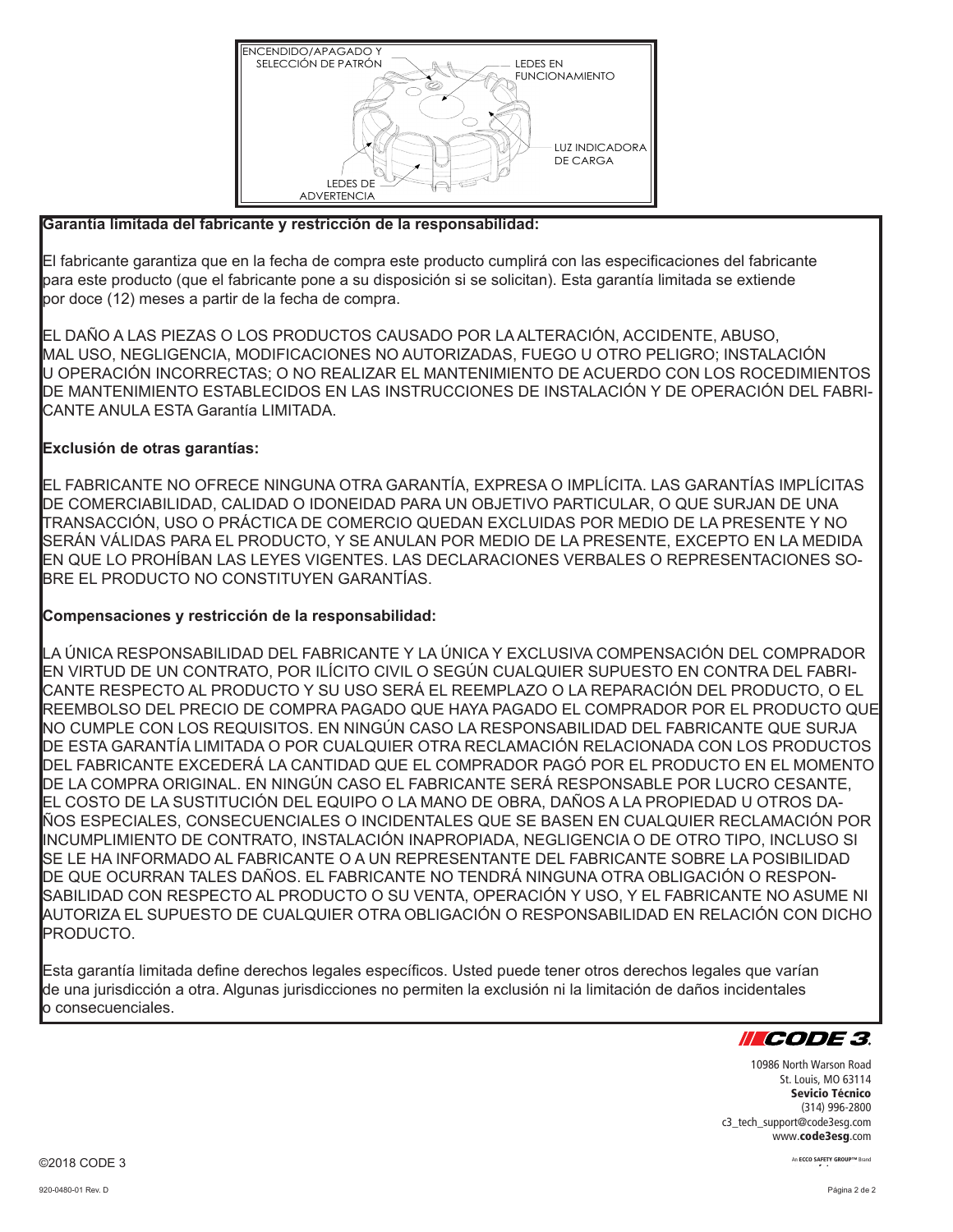ENCENDIDO/APAGADO Y SELECCIÓN DE PATRÓN

LEDES EN FUNCIONAMIENTO

LUZ INDICADORA DE CARGA

LEDES DE ADVERTENCIA

**Garantía limitada del fabricante y restricción de la responsabilidad:**

El fabricante garantiza que en la fecha de compra este producto cumplirá con las especificaciones del fabricante para este producto (que el fabricante pone a su disposición si se solicitan). Esta garantía limitada se extiende por doce (12) meses a partir de la fecha de compra.

EL DAÑO A LAS PIEZAS O LOS PRODUCTOS CAUSADO POR LA ALTERACIÓN, ACCIDENTE, ABUSO, MAL USO, NEGLIGENCIA, MODIFICACIONES NO AUTORIZADAS, FUEGO U OTRO PELIGRO; INSTALACIÓN U OPERACIÓN INCORRECTAS; O NO REALIZAR EL MANTENIMIENTO DE ACUERDO CON LOS ROCEDIMIENTOS DE MANTENIMIENTO ESTABLECIDOS EN LAS INSTRUCCIONES DE INSTALACIÓN Y DE OPERACIÓN DEL FABRICANTE ANULA ESTA Garantía LIMITADA.

**Exclusión de otras garantías:**

EL FABRICANTE NO OFRECE NINGUNA OTRA GARANTÍA, EXPRESA O IMPLÍCITA. LAS GARANTÍAS IMPLÍCITAS DE COMERCIABILIDAD, CALIDAD O IDONEIDAD PARA UN OBJETIVO PARTICULAR, O QUE SURJAN DE UNA TRANSACCIÓN, USO O PRÁCTICA DE COMERCIO QUEDAN EXCLUIDAS POR MEDIO DE LA PRESENTE Y NO SERÁN VÁLIDAS PARA EL PRODUCTO, Y SE ANULAN POR MEDIO DE LA PRESENTE, EXCEPTO EN LA MEDIDA EN QUE LO PROHÍBAN LAS LEYES VIGENTES. LAS DECLARACIONES VERBALES O REPRESENTACIONES SOBRE EL PRODUCTO NO CONSTITUYEN GARANTÍAS.

**Compensaciones y restricción de la responsabilidad:**

LA ÚNICA RESPONSABILIDAD DEL FABRICANTE Y LA ÚNICA Y EXCLUSIVA COMPENSACIÓN DEL COMPRADOR EN VIRTUD DE UN CONTRATO, POR ILÍCITO CIVIL O SEGÚN CUALQUIER SUPUESTO EN CONTRA DEL FABRICANTE RESPECTO AL PRODUCTO Y SU USO SERÁ EL REEMPLAZO O LA REPARACIÓN DEL PRODUCTO, O EL REEMBOLSO DEL PRECIO DE COMPRA PAGADO QUE HAYA PAGADO EL COMPRADOR POR EL PRODUCTO QUE NO CUMPLE CON LOS REQUISITOS. EN NINGÚN CASO LA RESPONSABILIDAD DEL FABRICANTE QUE SURJA DE ESTA GARANTÍA LIMITADA O POR CUALQUIER OTRA RECLAMACIÓN RELACIONADA CON LOS PRODUCTOS DEL FABRICANTE EXCEDERÁ LA CANTIDAD QUE EL COMPRADOR PAGÓ POR EL PRODUCTO EN EL MOMENTO DE LA COMPRA ORIGINAL. EN NINGÚN CASO EL FABRICANTE SERÁ RESPONSABLE POR LUCRO CESANTE, EL COSTO DE LA SUSTITUCIÓN DEL EQUIPO O LA MANO DE OBRA, DAÑOS A LA PROPIEDAD U OTROS DAÑOS ESPECIALES, CONSECUENCIALES O INCIDENTALES QUE SE BASEN EN CUALQUIER RECLAMACIÓN POR INCUMPLIMIENTO DE CONTRATO, INSTALACIÓN INAPROPIADA, NEGLIGENCIA O DE OTRO TIPO, INCLUSO SI SE LE HA INFORMADO AL FABRICANTE O A UN REPRESENTANTE DEL FABRICANTE SOBRE LA POSIBILIDAD DE QUE OCURRAN TALES DAÑOS. EL FABRICANTE NO TENDRÁ NINGUNA OTRA OBLIGACIÓN O RESPONSABILIDAD CON RESPECTO AL PRODUCTO O SU VENTA, OPERACIÓN Y USO, Y EL FABRICANTE NO ASUME NI AUTORIZA EL SUPUESTO DE CUALQUIER OTRA OBLIGACIÓN O RESPONSABILIDAD EN RELACIÓN CON DICHO PRODUCTO.

Esta garantía limitada define derechos legales específicos. Usted puede tener otros derechos legales que varían de una jurisdicción a otra. Algunas jurisdicciones no permiten la exclusión ni la limitación de daños incidentales o consecuenciales.

CODE 3

10986 North Warson Road
St. Louis, MO 63114
**Sevicio Técnico**
(314) 996-2800
c3_tech_support@code3esg.com
www.**code3esg**.com

An ECCO SAFETY GROUP™ Brand

©2018 CODE 3

920-0480-01 Rev. D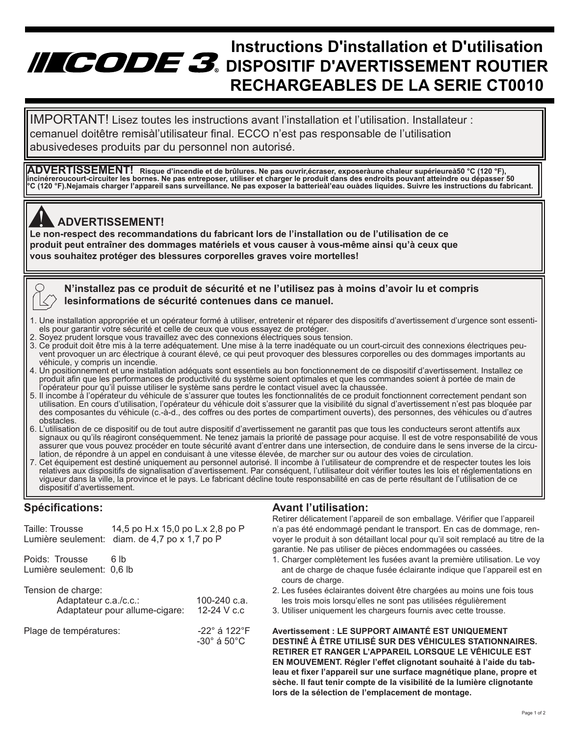# Instructions D'installation et D'utilisation DISPOSITIF D'AVERTISSEMENT ROUTIER RECHARGEABLES DE LA SERIE CT0010

IMPORTANT! Lisez toutes les instructions avant l'installation et l'utilisation. Installateur : cemanuel doitêtre remisàl'utilisateur final. ECCO n'est pas responsable de l'utilisation abusivedeses produits par du personnel non autorisé.

**ADVERTISSEMENT! Risque d'incendie et de brûlures. Ne pas ouvrir,écraser, exposeràune chaleur supérieureà50 °C (120 °F), incinéreroucourt-circuiter les bornes. Ne pas entreposer, utiliser et charger le produit dans des endroits pouvant atteindre ou dépasser 50 °C (120 °F).Nejamais charger l'appareil sans surveillance. Ne pas exposer la batterieàl'eau ouàdes liquides. Suivre les instructions du fabricant.**

**ADVERTISSEMENT!**

**Le non-respect des recommandations du fabricant lors de l'installation ou de l'utilisation de ce produit peut entraîner des dommages matériels et vous causer à vous-même ainsi qu'à ceux que vous souhaitez protéger des blessures corporelles graves voire mortelles!**

**N'installez pas ce produit de sécurité et ne l'utilisez pas à moins d'avoir lu et compris lesinformations de sécurité contenues dans ce manuel.**

1. Une installation appropriée et un opérateur formé à utiliser, entretenir et réparer des dispositifs d'avertissement d'urgence sont essentiels pour garantir votre sécurité et celle de ceux que vous essayez de protéger.
2. Soyez prudent lorsque vous travaillez avec des connexions électriques sous tension.
3. Ce produit doit être mis à la terre adéquatement. Une mise à la terre inadéquate ou un court-circuit des connexions électriques peuvent provoquer un arc électrique à courant élevé, ce qui peut provoquer des blessures corporelles ou des dommages importants au véhicule, y compris un incendie.
4. Un positionnement et une installation adéquats sont essentiels au bon fonctionnement de ce dispositif d'avertissement. Installez ce produit afin que les performances de productivité du système soient optimales et que les commandes soient à portée de main de l'opérateur pour qu'il puisse utiliser le système sans perdre le contact visuel avec la chaussée.
5. Il incombe à l'opérateur du véhicule de s'assurer que toutes les fonctionnalités de ce produit fonctionnent correctement pendant son utilisation. En cours d'utilisation, l'opérateur du véhicule doit s'assurer que la visibilité du signal d'avertissement n'est pas bloquée par des composantes du véhicule (c.-à-d., des coffres ou des portes de compartiment ouverts), des personnes, des véhicules ou d'autres obstacles.
6. L'utilisation de ce dispositif ou de tout autre dispositif d'avertissement ne garantit pas que tous les conducteurs seront attentifs aux signaux ou qu'ils réagiront conséquemment. Ne tenez jamais la priorité de passage pour acquise. Il est de votre responsabilité de vous assurer que vous pouvez procéder en toute sécurité avant d'entrer dans une intersection, de conduire dans le sens inverse de la circulation, de répondre à un appel en conduisant à une vitesse élevée, de marcher sur ou autour des voies de circulation.
7. Cet équipement est destiné uniquement au personnel autorisé. Il incombe à l'utilisateur de comprendre et de respecter toutes les lois relatives aux dispositifs de signalisation d'avertissement. Par conséquent, l'utilisateur doit vérifier toutes les lois et réglementations en vigueur dans la ville, la province et le pays. Le fabricant décline toute responsabilité en cas de perte résultant de l'utilisation de ce dispositif d'avertissement.

## Spécifications:

Taille: Trousse 14,5 po H.x 15,0 po L.x 2,8 po P
Lumière seulement: diam. de 4,7 po x 1,7 po P

Poids: Trousse 6 lb
Lumière seulement: 0,6 lb

Tension de charge:
- Adaptateur c.a./c.c.: 100-240 c.a.
- Adaptateur pour allume-cigare: 12-24 V c.c

Plage de températures: -22° á 122°F / -30° á 50°C

## Avant l'utilisation:

Retirer délicatement l'appareil de son emballage. Vérifier que l'appareil n'a pas été endommagé pendant le transport. En cas de dommage, renvoyer le produit à son détaillant local pour qu'il soit remplacé au titre de la garantie. Ne pas utiliser de pièces endommagées ou cassées.

1. Charger complètement les fusées avant la première utilisation. Le voyant de charge de chaque fusée éclairante indique que l'appareil est en cours de charge.
2. Les fusées éclairantes doivent être chargées au moins une fois tous les trois mois lorsqu'elles ne sont pas utilisées régulièrement
3. Utiliser uniquement les chargeurs fournis avec cette trousse.

**Avertissement : LE SUPPORT AIMANTÉ EST UNIQUEMENT DESTINÉ À ÊTRE UTILISÉ SUR DES VÉHICULES STATIONNAIRES. RETIRER ET RANGER L'APPAREIL LORSQUE LE VÉHICULE EST EN MOUVEMENT. Régler l'effet clignotant souhaité à l'aide du tableau et fixer l'appareil sur une surface magnétique plane, propre et sèche. Il faut tenir compte de la visibilité de la lumière clignotante lors de la sélection de l'emplacement de montage.**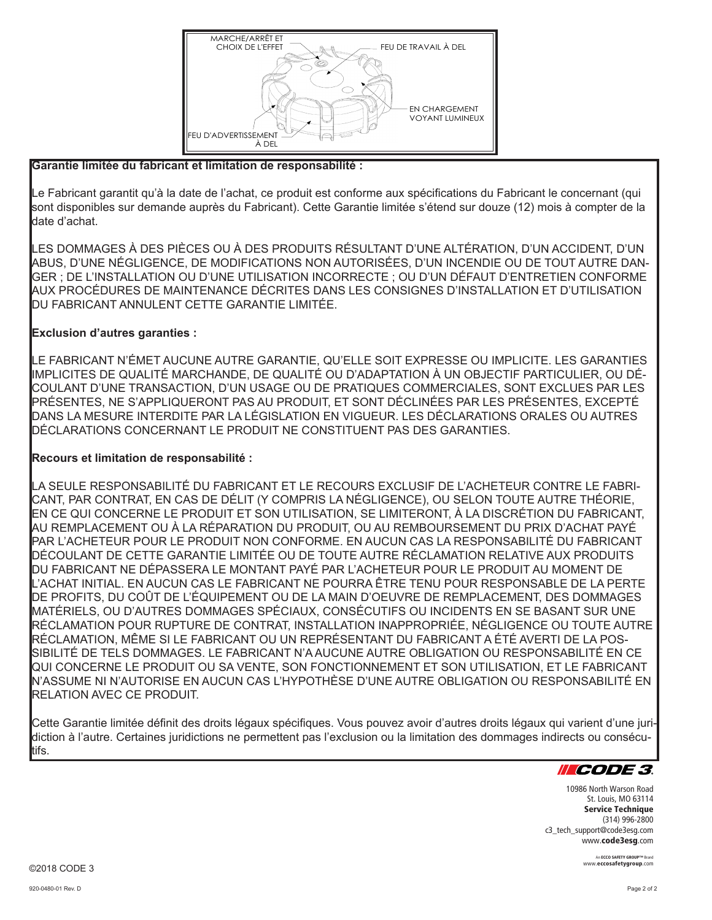MARCHE/ARRÊT ET CHOIX DE L'EFFET

FEU DE TRAVAIL À DEL

EN CHARGEMENT VOYANT LUMINEUX

FEU D'ADVERTISSEMENT À DEL

**Garantie limitée du fabricant et limitation de responsabilité :**

Le Fabricant garantit qu'à la date de l'achat, ce produit est conforme aux spécifications du Fabricant le concernant (qui sont disponibles sur demande auprès du Fabricant). Cette Garantie limitée s'étend sur douze (12) mois à compter de la date d'achat.

LES DOMMAGES À DES PIÈCES OU À DES PRODUITS RÉSULTANT D'UNE ALTÉRATION, D'UN ACCIDENT, D'UN ABUS, D'UNE NÉGLIGENCE, DE MODIFICATIONS NON AUTORISÉES, D'UN INCENDIE OU DE TOUT AUTRE DANGER ; DE L'INSTALLATION OU D'UNE UTILISATION INCORRECTE ; OU D'UN DÉFAUT D'ENTRETIEN CONFORME AUX PROCÉDURES DE MAINTENANCE DÉCRITES DANS LES CONSIGNES D'INSTALLATION ET D'UTILISATION DU FABRICANT ANNULENT CETTE GARANTIE LIMITÉE.

**Exclusion d'autres garanties :**

LE FABRICANT N'ÉMET AUCUNE AUTRE GARANTIE, QU'ELLE SOIT EXPRESSE OU IMPLICITE. LES GARANTIES IMPLICITES DE QUALITÉ MARCHANDE, DE QUALITÉ OU D'ADAPTATION À UN OBJECTIF PARTICULIER, OU DÉCOULANT D'UNE TRANSACTION, D'UN USAGE OU DE PRATIQUES COMMERCIALES, SONT EXCLUES PAR LES PRÉSENTES, NE S'APPLIQUERONT PAS AU PRODUIT, ET SONT DÉCLINÉES PAR LES PRÉSENTES, EXCEPTÉ DANS LA MESURE INTERDITE PAR LA LÉGISLATION EN VIGUEUR. LES DÉCLARATIONS ORALES OU AUTRES DÉCLARATIONS CONCERNANT LE PRODUIT NE CONSTITUENT PAS DES GARANTIES.

**Recours et limitation de responsabilité :**

LA SEULE RESPONSABILITÉ DU FABRICANT ET LE RECOURS EXCLUSIF DE L'ACHETEUR CONTRE LE FABRICANT, PAR CONTRAT, EN CAS DE DÉLIT (Y COMPRIS LA NÉGLIGENCE), OU SELON TOUTE AUTRE THÉORIE, EN CE QUI CONCERNE LE PRODUIT ET SON UTILISATION, SE LIMITERONT, À LA DISCRÉTION DU FABRICANT, AU REMPLACEMENT OU À LA RÉPARATION DU PRODUIT, OU AU REMBOURSEMENT DU PRIX D'ACHAT PAYÉ PAR L'ACHETEUR POUR LE PRODUIT NON CONFORME. EN AUCUN CAS LA RESPONSABILITÉ DU FABRICANT DÉCOULANT DE CETTE GARANTIE LIMITÉE OU DE TOUTE AUTRE RÉCLAMATION RELATIVE AUX PRODUITS DU FABRICANT NE DÉPASSERA LE MONTANT PAYÉ PAR L'ACHETEUR POUR LE PRODUIT AU MOMENT DE L'ACHAT INITIAL. EN AUCUN CAS LE FABRICANT NE POURRA ÊTRE TENU POUR RESPONSABLE DE LA PERTE DE PROFITS, DU COÛT DE L'ÉQUIPEMENT OU DE LA MAIN D'OEUVRE DE REMPLACEMENT, DES DOMMAGES MATÉRIELS, OU D'AUTRES DOMMAGES SPÉCIAUX, CONSÉCUTIFS OU INCIDENTS EN SE BASANT SUR UNE RÉCLAMATION POUR RUPTURE DE CONTRAT, INSTALLATION INAPPROPRIÉE, NÉGLIGENCE OU TOUTE AUTRE RÉCLAMATION, MÊME SI LE FABRICANT OU UN REPRÉSENTANT DU FABRICANT A ÉTÉ AVERTI DE LA POSSIBILITÉ DE TELS DOMMAGES. LE FABRICANT N'A AUCUNE AUTRE OBLIGATION OU RESPONSABILITÉ EN CE QUI CONCERNE LE PRODUIT OU SA VENTE, SON FONCTIONNEMENT ET SON UTILISATION, ET LE FABRICANT N'ASSUME NI N'AUTORISE EN AUCUN CAS L'HYPOTHÈSE D'UNE AUTRE OBLIGATION OU RESPONSABILITÉ EN RELATION AVEC CE PRODUIT.

Cette Garantie limitée définit des droits légaux spécifiques. Vous pouvez avoir d'autres droits légaux qui varient d'une juridiction à l'autre. Certaines juridictions ne permettent pas l'exclusion ou la limitation des dommages indirects ou consécutifs.

CODE 3

10986 North Warson Road
St. Louis, MO 63114
**Service Technique**
(314) 996-2800
c3_tech_support@code3esg.com
www.**code3esg**.com

An **ECCO SAFETY GROUP™** Brand
www.**eccosafetygroup**.com

©2018 CODE 3

920-0480-01 Rev. D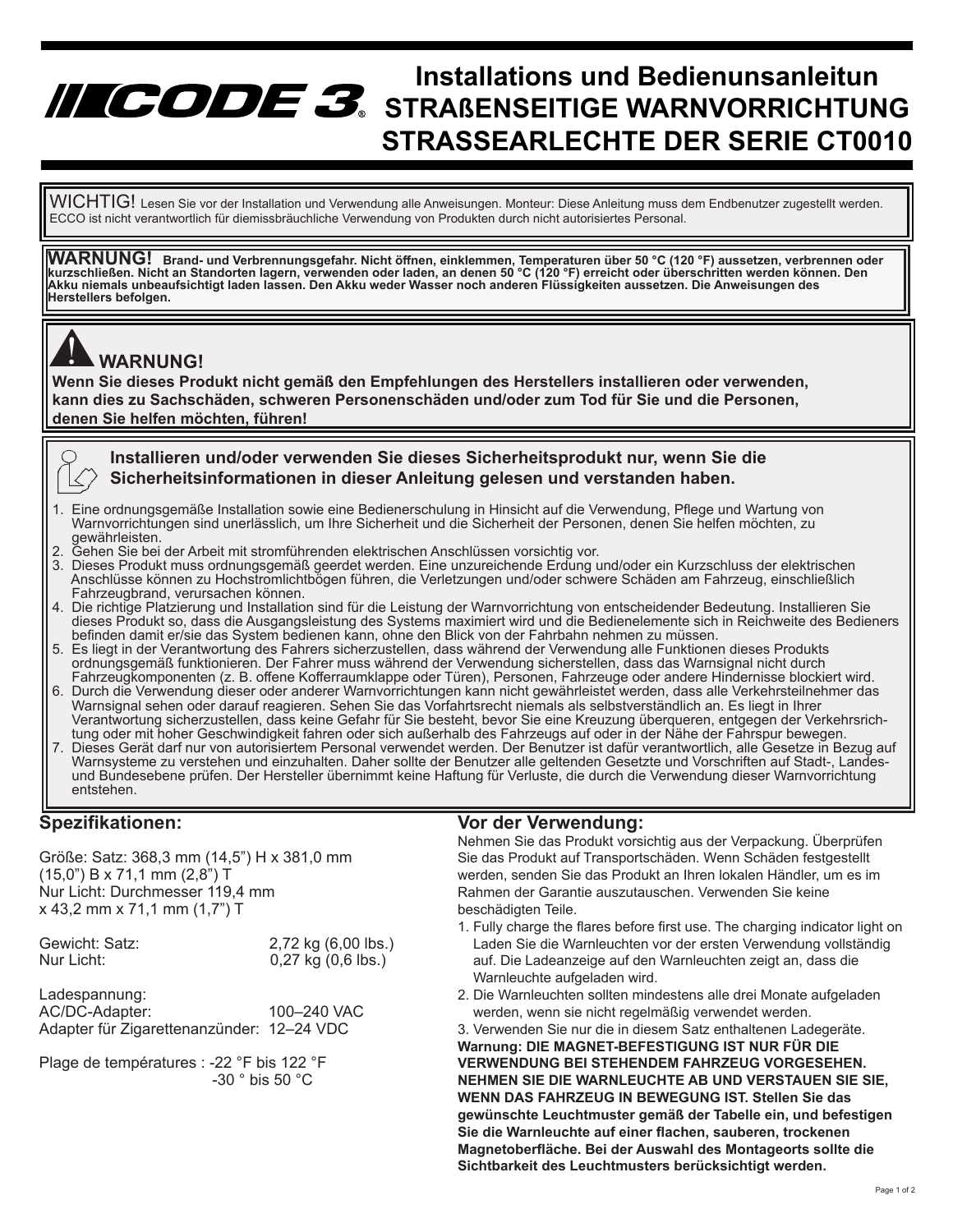# Installations und Bedienunsanleitun
# STRAßENSEITIGE WARNVORRICHTUNG
# STRASSEARLECHTE DER SERIE CT0010

WICHTIG! Lesen Sie vor der Installation und Verwendung alle Anweisungen. Monteur: Diese Anleitung muss dem Endbenutzer zugestellt werden. ECCO ist nicht verantwortlich für diemissbräuchliche Verwendung von Produkten durch nicht autorisiertes Personal.

**WARNUNG! Brand- und Verbrennungsgefahr. Nicht öffnen, einklemmen, Temperaturen über 50 °C (120 °F) aussetzen, verbrennen oder kurzschließen. Nicht an Standorten lagern, verwenden oder laden, an denen 50 °C (120 °F) erreicht oder überschritten werden können. Den Akku niemals unbeaufsichtigt laden lassen. Den Akku weder Wasser noch anderen Flüssigkeiten aussetzen. Die Anweisungen des Herstellers befolgen.**

**WARNUNG!**

**Wenn Sie dieses Produkt nicht gemäß den Empfehlungen des Herstellers installieren oder verwenden, kann dies zu Sachschäden, schweren Personenschäden und/oder zum Tod für Sie und die Personen, denen Sie helfen möchten, führen!**

**Installieren und/oder verwenden Sie dieses Sicherheitsprodukt nur, wenn Sie die Sicherheitsinformationen in dieser Anleitung gelesen und verstanden haben.**

1. Eine ordnungsgemäße Installation sowie eine Bedienerschulung in Hinsicht auf die Verwendung, Pflege und Wartung von Warnvorrichtungen sind unerlässlich, um Ihre Sicherheit und die Sicherheit der Personen, denen Sie helfen möchten, zu gewährleisten.
2. Gehen Sie bei der Arbeit mit stromführenden elektrischen Anschlüssen vorsichtig vor.
3. Dieses Produkt muss ordnungsgemäß geerdet werden. Eine unzureichende Erdung und/oder ein Kurzschluss der elektrischen Anschlüsse können zu Hochstromlichtbögen führen, die Verletzungen und/oder schwere Schäden am Fahrzeug, einschließlich Fahrzeugbrand, verursachen können.
4. Die richtige Platzierung und Installation sind für die Leistung der Warnvorrichtung von entscheidender Bedeutung. Installieren Sie dieses Produkt so, dass die Ausgangsleistung des Systems maximiert wird und die Bedienelemente sich in Reichweite des Bedieners befinden damit er/sie das System bedienen kann, ohne den Blick von der Fahrbahn nehmen zu müssen.
5. Es liegt in der Verantwortung des Fahrers sicherzustellen, dass während der Verwendung alle Funktionen dieses Produkts ordnungsgemäß funktionieren. Der Fahrer muss während der Verwendung sicherstellen, dass das Warnsignal nicht durch Fahrzeugkomponenten (z. B. offene Kofferraumklappe oder Türen), Personen, Fahrzeuge oder andere Hindernisse blockiert wird.
6. Durch die Verwendung dieser oder anderer Warnvorrichtungen kann nicht gewährleistet werden, dass alle Verkehrsteilnehmer das Warnsignal sehen oder darauf reagieren. Sehen Sie das Vorfahrtsrecht niemals als selbstverständlich an. Es liegt in Ihrer Verantwortung sicherzustellen, dass keine Gefahr für Sie besteht, bevor Sie eine Kreuzung überqueren, entgegen der Verkehrsrichtung oder mit hoher Geschwindigkeit fahren oder sich außerhalb des Fahrzeugs auf oder in der Nähe der Fahrspur bewegen.
7. Dieses Gerät darf nur von autorisiertem Personal verwendet werden. Der Benutzer ist dafür verantwortlich, alle Gesetze in Bezug auf Warnsysteme zu verstehen und einzuhalten. Daher sollte der Benutzer alle geltenden Gesetzte und Vorschriften auf Stadt-, Landes- und Bundesebene prüfen. Der Hersteller übernimmt keine Haftung für Verluste, die durch die Verwendung dieser Warnvorrichtung entstehen.

## Spezifikationen:

Größe: Satz: 368,3 mm (14,5") H x 381,0 mm (15,0") B x 71,1 mm (2,8") T
Nur Licht: Durchmesser 119,4 mm x 43,2 mm x 71,1 mm (1,7") T

Gewicht: Satz: 2,72 kg (6,00 lbs.)
Nur Licht: 0,27 kg (0,6 lbs.)

Ladespannung:
AC/DC-Adapter: 100–240 VAC
Adapter für Zigarettenanzünder: 12–24 VDC

Plage de températures : -22 °F bis 122 °F
-30 ° bis 50 °C

## Vor der Verwendung:

Nehmen Sie das Produkt vorsichtig aus der Verpackung. Überprüfen Sie das Produkt auf Transportschäden. Wenn Schäden festgestellt werden, senden Sie das Produkt an Ihren lokalen Händler, um es im Rahmen der Garantie auszutauschen. Verwenden Sie keine beschädigten Teile.

1. Fully charge the flares before first use. The charging indicator light on Laden Sie die Warnleuchten vor der ersten Verwendung vollständig auf. Die Ladeanzeige auf den Warnleuchten zeigt an, dass die Warnleuchte aufgeladen wird.
2. Die Warnleuchten sollten mindestens alle drei Monate aufgeladen werden, wenn sie nicht regelmäßig verwendet werden.
3. Verwenden Sie nur die in diesem Satz enthaltenen Ladegeräte.

**Warnung: DIE MAGNET-BEFESTIGUNG IST NUR FÜR DIE VERWENDUNG BEI STEHENDEM FAHRZEUG VORGESEHEN. NEHMEN SIE DIE WARNLEUCHTE AB UND VERSTAUEN SIE SIE, WENN DAS FAHRZEUG IN BEWEGUNG IST. Stellen Sie das gewünschte Leuchtmuster gemäß der Tabelle ein, und befestigen Sie die Warnleuchte auf einer flachen, sauberen, trockenen Magnetoberfläche. Bei der Auswahl des Montageorts sollte die Sichtbarkeit des Leuchtmusters berücksichtigt werden.**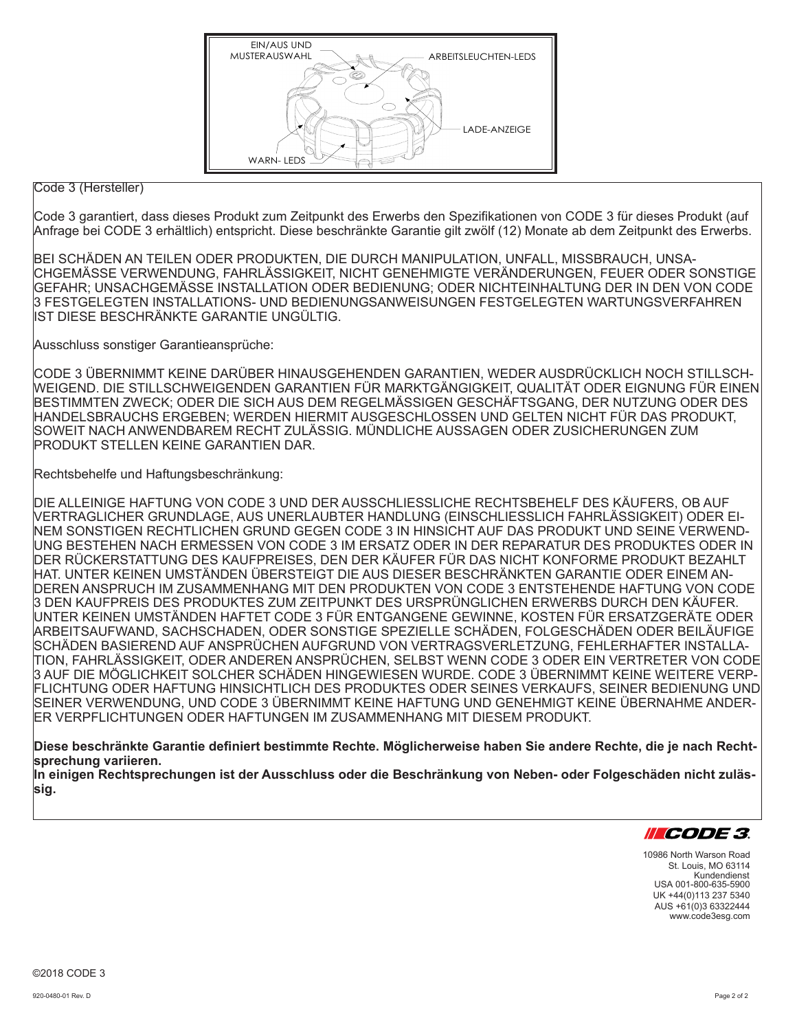EIN/AUS UND MUSTERAUSWAHL

ARBEITSLEUCHTEN-LEDS

LADE-ANZEIGE

WARN- LEDS

Code 3 (Hersteller)

Code 3 garantiert, dass dieses Produkt zum Zeitpunkt des Erwerbs den Spezifikationen von CODE 3 für dieses Produkt (auf Anfrage bei CODE 3 erhältlich) entspricht. Diese beschränkte Garantie gilt zwölf (12) Monate ab dem Zeitpunkt des Erwerbs.

BEI SCHÄDEN AN TEILEN ODER PRODUKTEN, DIE DURCH MANIPULATION, UNFALL, MISSBRAUCH, UNSACHGEMÄSSE VERWENDUNG, FAHRLÄSSIGKEIT, NICHT GENEHMIGTE VERÄNDERUNGEN, FEUER ODER SONSTIGE GEFAHR; UNSACHGEMÄSSE INSTALLATION ODER BEDIENUNG; ODER NICHTEINHALTUNG DER IN DEN VON CODE 3 FESTGELEGTEN INSTALLATIONS- UND BEDIENUNGSANWEISUNGEN FESTGELEGTEN WARTUNGSVERFAHREN IST DIESE BESCHRÄNKTE GARANTIE UNGÜLTIG.

Ausschluss sonstiger Garantieansprüche:

CODE 3 ÜBERNIMMT KEINE DARÜBER HINAUSGEHENDEN GARANTIEN, WEDER AUSDRÜCKLICH NOCH STILLSCHWEIGEND. DIE STILLSCHWEIGENDEN GARANTIEN FÜR MARKTGÄNGIGKEIT, QUALITÄT ODER EIGNUNG FÜR EINEN BESTIMMTEN ZWECK; ODER DIE SICH AUS DEM REGELMÄSSIGEN GESCHÄFTSGANG, DER NUTZUNG ODER DES HANDELSBRAUCHS ERGEBEN; WERDEN HIERMIT AUSGESCHLOSSEN UND GELTEN NICHT FÜR DAS PRODUKT, SOWEIT NACH ANWENDBAREM RECHT ZULÄSSIG. MÜNDLICHE AUSSAGEN ODER ZUSICHERUNGEN ZUM PRODUKT STELLEN KEINE GARANTIEN DAR.

Rechtsbehelfe und Haftungsbeschränkung:

DIE ALLEINIGE HAFTUNG VON CODE 3 UND DER AUSSCHLIESSLICHE RECHTSBEHELF DES KÄUFERS, OB AUF VERTRAGLICHER GRUNDLAGE, AUS UNERLAUBTER HANDLUNG (EINSCHLIESSLICH FAHRLÄSSIGKEIT) ODER EINEM SONSTIGEN RECHTLICHEN GRUND GEGEN CODE 3 IN HINSICHT AUF DAS PRODUKT UND SEINE VERWENDUNG BESTEHEN NACH ERMESSEN VON CODE 3 IM ERSATZ ODER IN DER REPARATUR DES PRODUKTES ODER IN DER RÜCKERSTATTUNG DES KAUFPREISES, DEN DER KÄUFER FÜR DAS NICHT KONFORME PRODUKT BEZAHLT HAT. UNTER KEINEN UMSTÄNDEN ÜBERSTEIGT DIE AUS DIESER BESCHRÄNKTEN GARANTIE ODER EINEM ANDEREN ANSPRUCH IM ZUSAMMENHANG MIT DEN PRODUKTEN VON CODE 3 ENTSTEHENDE HAFTUNG VON CODE 3 DEN KAUFPREIS DES PRODUKTES ZUM ZEITPUNKT DES URSPRÜNGLICHEN ERWERBS DURCH DEN KÄUFER. UNTER KEINEN UMSTÄNDEN HAFTET CODE 3 FÜR ENTGANGENE GEWINNE, KOSTEN FÜR ERSATZGERÄTE ODER ARBEITSAUFWAND, SACHSCHADEN, ODER SONSTIGE SPEZIELLE SCHÄDEN, FOLGESCHÄDEN ODER BEILÄUFIGE SCHÄDEN BASIEREND AUF ANSPRÜCHEN AUFGRUND VON VERTRAGSVERLETZUNG, FEHLERHAFTER INSTALLATION, FAHRLÄSSIGKEIT, ODER ANDEREN ANSPRÜCHEN, SELBST WENN CODE 3 ODER EIN VERTRETER VON CODE 3 AUF DIE MÖGLICHKEIT SOLCHER SCHÄDEN HINGEWIESEN WURDE. CODE 3 ÜBERNIMMT KEINE WEITERE VERPFLICHTUNG ODER HAFTUNG HINSICHTLICH DES PRODUKTES ODER SEINES VERKAUFS, SEINER BEDIENUNG UND SEINER VERWENDUNG, UND CODE 3 ÜBERNIMMT KEINE HAFTUNG UND GENEHMIGT KEINE ÜBERNAHME ANDERER VERPFLICHTUNGEN ODER HAFTUNGEN IM ZUSAMMENHANG MIT DIESEM PRODUKT.

**Diese beschränkte Garantie definiert bestimmte Rechte. Möglicherweise haben Sie andere Rechte, die je nach Rechtsprechung variieren.**
**In einigen Rechtsprechungen ist der Ausschluss oder die Beschränkung von Neben- oder Folgeschäden nicht zulässig.**

CODE 3

10986 North Warson Road
St. Louis, MO 63114
Kundendienst
USA 001-800-635-5900
UK +44(0)113 237 5340
AUS +61(0)3 63322444
www.code3esg.com

©2018 CODE 3

920-0480-01 Rev. D